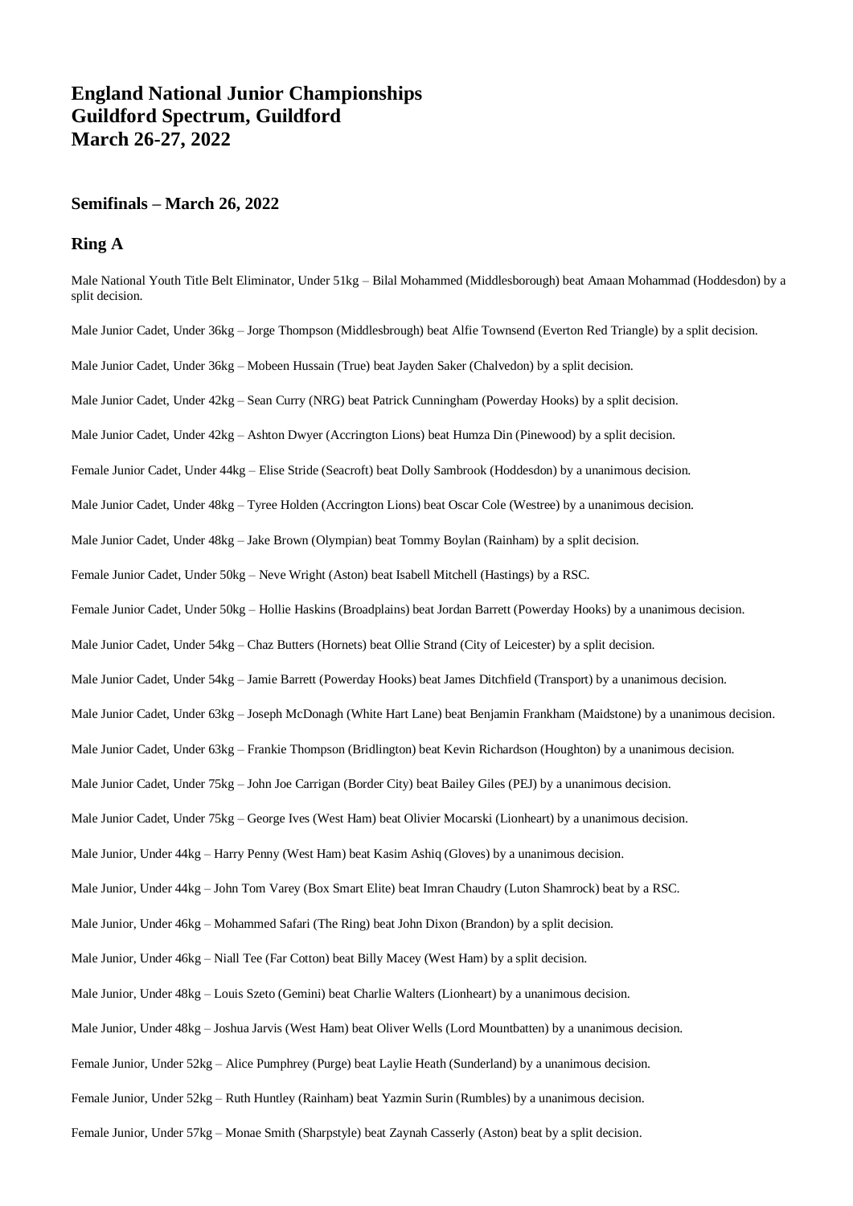# England National Junior Championships
# Guildford Spectrum, Guildford
# March 26-27, 2022

## Semifinals – March 26, 2022

## Ring A

Male National Youth Title Belt Eliminator, Under 51kg – Bilal Mohammed (Middlesborough) beat Amaan Mohammad (Hoddesdon) by a split decision.

Male Junior Cadet, Under 36kg – Jorge Thompson (Middlesbrough) beat Alfie Townsend (Everton Red Triangle) by a split decision.

Male Junior Cadet, Under 36kg – Mobeen Hussain (True) beat Jayden Saker (Chalvedon) by a split decision.

Male Junior Cadet, Under 42kg – Sean Curry (NRG) beat Patrick Cunningham (Powerday Hooks) by a split decision.

Male Junior Cadet, Under 42kg – Ashton Dwyer (Accrington Lions) beat Humza Din (Pinewood) by a split decision.

Female Junior Cadet, Under 44kg – Elise Stride (Seacroft) beat Dolly Sambrook (Hoddesdon) by a unanimous decision.

Male Junior Cadet, Under 48kg – Tyree Holden (Accrington Lions) beat Oscar Cole (Westree) by a unanimous decision.

Male Junior Cadet, Under 48kg – Jake Brown (Olympian) beat Tommy Boylan (Rainham) by a split decision.

Female Junior Cadet, Under 50kg – Neve Wright (Aston) beat Isabell Mitchell (Hastings) by a RSC.

Female Junior Cadet, Under 50kg – Hollie Haskins (Broadplains) beat Jordan Barrett (Powerday Hooks) by a unanimous decision.

Male Junior Cadet, Under 54kg – Chaz Butters (Hornets) beat Ollie Strand (City of Leicester) by a split decision.

Male Junior Cadet, Under 54kg – Jamie Barrett (Powerday Hooks) beat James Ditchfield (Transport) by a unanimous decision.

Male Junior Cadet, Under 63kg – Joseph McDonagh (White Hart Lane) beat Benjamin Frankham (Maidstone) by a unanimous decision.

Male Junior Cadet, Under 63kg – Frankie Thompson (Bridlington) beat Kevin Richardson (Houghton) by a unanimous decision.

Male Junior Cadet, Under 75kg – John Joe Carrigan (Border City) beat Bailey Giles (PEJ) by a unanimous decision.

Male Junior Cadet, Under 75kg – George Ives (West Ham) beat Olivier Mocarski (Lionheart) by a unanimous decision.

Male Junior, Under 44kg – Harry Penny (West Ham) beat Kasim Ashiq (Gloves) by a unanimous decision.

Male Junior, Under 44kg – John Tom Varey (Box Smart Elite) beat Imran Chaudry (Luton Shamrock) beat by a RSC.

Male Junior, Under 46kg – Mohammed Safari (The Ring) beat John Dixon (Brandon) by a split decision.

Male Junior, Under 46kg – Niall Tee (Far Cotton) beat Billy Macey (West Ham) by a split decision.

Male Junior, Under 48kg – Louis Szeto (Gemini) beat Charlie Walters (Lionheart) by a unanimous decision.

Male Junior, Under 48kg – Joshua Jarvis (West Ham) beat Oliver Wells (Lord Mountbatten) by a unanimous decision.

Female Junior, Under 52kg – Alice Pumphrey (Purge) beat Laylie Heath (Sunderland) by a unanimous decision.

Female Junior, Under 52kg – Ruth Huntley (Rainham) beat Yazmin Surin (Rumbles) by a unanimous decision.

Female Junior, Under 57kg – Monae Smith (Sharpstyle) beat Zaynah Casserly (Aston) beat by a split decision.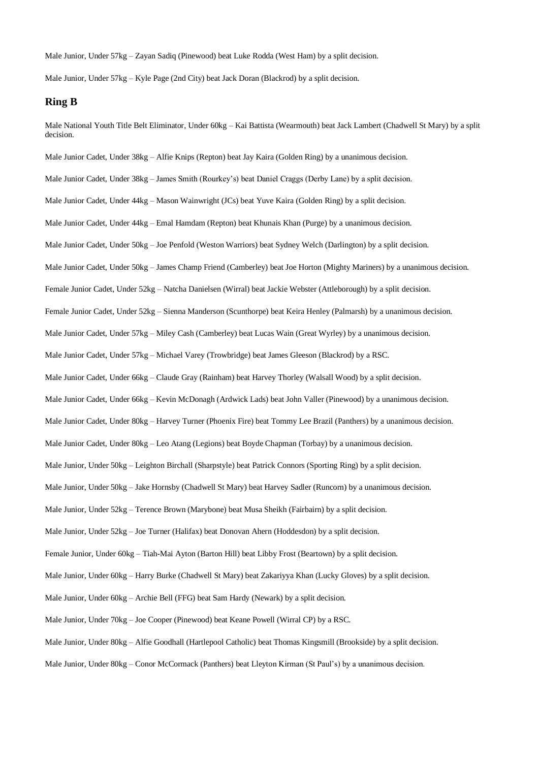Male Junior, Under 57kg – Zayan Sadiq (Pinewood) beat Luke Rodda (West Ham) by a split decision.

Male Junior, Under 57kg – Kyle Page (2nd City) beat Jack Doran (Blackrod) by a split decision.

## Ring B

Male National Youth Title Belt Eliminator, Under 60kg – Kai Battista (Wearmouth) beat Jack Lambert (Chadwell St Mary) by a split decision.

Male Junior Cadet, Under 38kg – Alfie Knips (Repton) beat Jay Kaira (Golden Ring) by a unanimous decision.

Male Junior Cadet, Under 38kg – James Smith (Rourkey's) beat Daniel Craggs (Derby Lane) by a split decision.

Male Junior Cadet, Under 44kg – Mason Wainwright (JCs) beat Yuve Kaira (Golden Ring) by a split decision.

Male Junior Cadet, Under 44kg – Emal Hamdam (Repton) beat Khunais Khan (Purge) by a unanimous decision.

Male Junior Cadet, Under 50kg – Joe Penfold (Weston Warriors) beat Sydney Welch (Darlington) by a split decision.

Male Junior Cadet, Under 50kg – James Champ Friend (Camberley) beat Joe Horton (Mighty Mariners) by a unanimous decision.

Female Junior Cadet, Under 52kg – Natcha Danielsen (Wirral) beat Jackie Webster (Attleborough) by a split decision.

Female Junior Cadet, Under 52kg – Sienna Manderson (Scunthorpe) beat Keira Henley (Palmarsh) by a unanimous decision.

Male Junior Cadet, Under 57kg – Miley Cash (Camberley) beat Lucas Wain (Great Wyrley) by a unanimous decision.

Male Junior Cadet, Under 57kg – Michael Varey (Trowbridge) beat James Gleeson (Blackrod) by a RSC.

Male Junior Cadet, Under 66kg – Claude Gray (Rainham) beat Harvey Thorley (Walsall Wood) by a split decision.

Male Junior Cadet, Under 66kg – Kevin McDonagh (Ardwick Lads) beat John Valler (Pinewood) by a unanimous decision.

Male Junior Cadet, Under 80kg – Harvey Turner (Phoenix Fire) beat Tommy Lee Brazil (Panthers) by a unanimous decision.

Male Junior Cadet, Under 80kg – Leo Atang (Legions) beat Boyde Chapman (Torbay) by a unanimous decision.

Male Junior, Under 50kg – Leighton Birchall (Sharpstyle) beat Patrick Connors (Sporting Ring) by a split decision.

Male Junior, Under 50kg – Jake Hornsby (Chadwell St Mary) beat Harvey Sadler (Runcorn) by a unanimous decision.

Male Junior, Under 52kg – Terence Brown (Marybone) beat Musa Sheikh (Fairbairn) by a split decision.

Male Junior, Under 52kg – Joe Turner (Halifax) beat Donovan Ahern (Hoddesdon) by a split decision.

Female Junior, Under 60kg – Tiah-Mai Ayton (Barton Hill) beat Libby Frost (Beartown) by a split decision.

Male Junior, Under 60kg – Harry Burke (Chadwell St Mary) beat Zakariyya Khan (Lucky Gloves) by a split decision.

Male Junior, Under 60kg – Archie Bell (FFG) beat Sam Hardy (Newark) by a split decision.

Male Junior, Under 70kg – Joe Cooper (Pinewood) beat Keane Powell (Wirral CP) by a RSC.

Male Junior, Under 80kg – Alfie Goodhall (Hartlepool Catholic) beat Thomas Kingsmill (Brookside) by a split decision.

Male Junior, Under 80kg – Conor McCormack (Panthers) beat Lleyton Kirman (St Paul's) by a unanimous decision.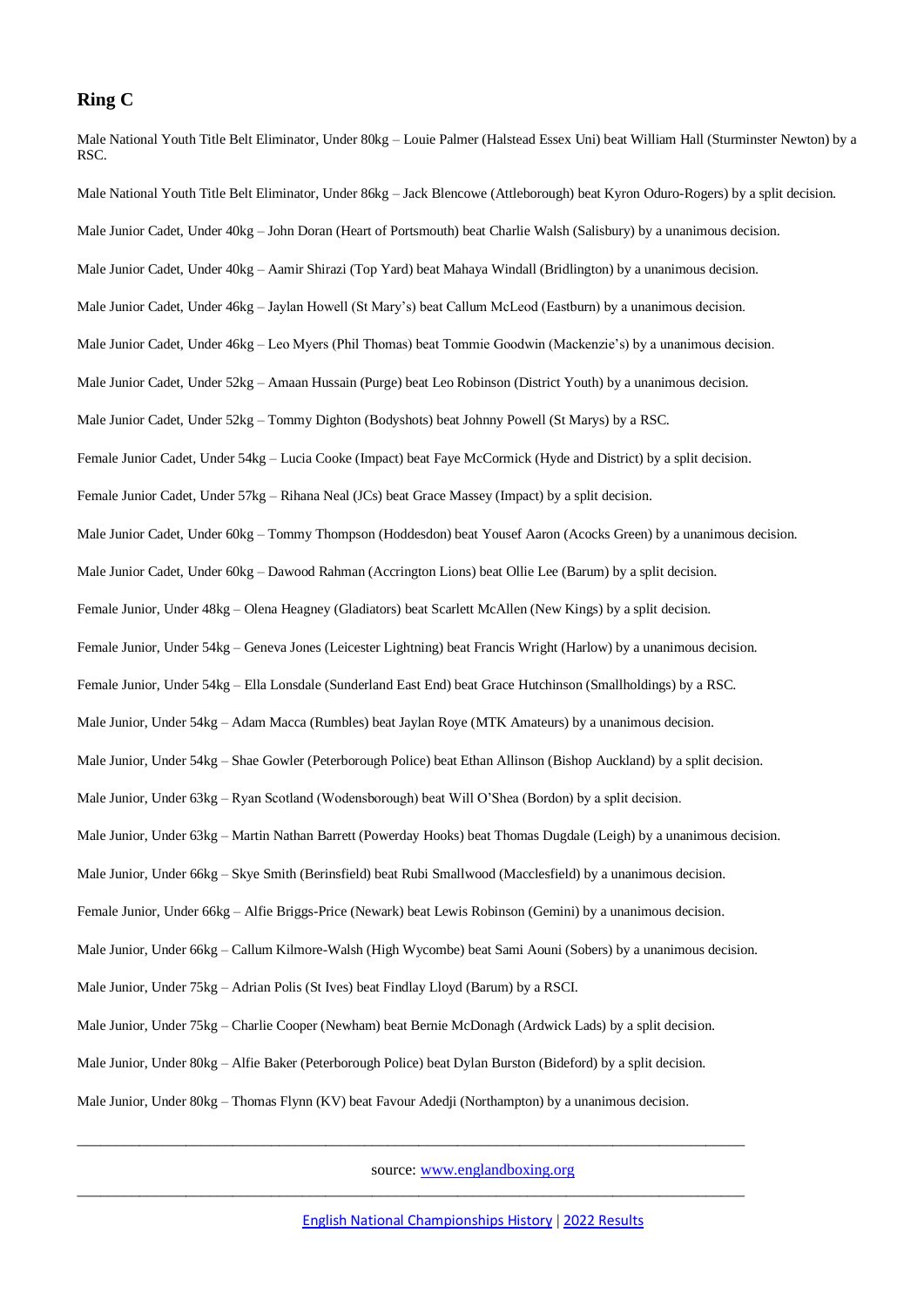## Ring C

Male National Youth Title Belt Eliminator, Under 80kg – Louie Palmer (Halstead Essex Uni) beat William Hall (Sturminster Newton) by a RSC.

Male National Youth Title Belt Eliminator, Under 86kg – Jack Blencowe (Attleborough) beat Kyron Oduro-Rogers) by a split decision.

Male Junior Cadet, Under 40kg – John Doran (Heart of Portsmouth) beat Charlie Walsh (Salisbury) by a unanimous decision.

Male Junior Cadet, Under 40kg – Aamir Shirazi (Top Yard) beat Mahaya Windall (Bridlington) by a unanimous decision.

Male Junior Cadet, Under 46kg – Jaylan Howell (St Mary's) beat Callum McLeod (Eastburn) by a unanimous decision.

Male Junior Cadet, Under 46kg – Leo Myers (Phil Thomas) beat Tommie Goodwin (Mackenzie's) by a unanimous decision.

Male Junior Cadet, Under 52kg – Amaan Hussain (Purge) beat Leo Robinson (District Youth) by a unanimous decision.

Male Junior Cadet, Under 52kg – Tommy Dighton (Bodyshots) beat Johnny Powell (St Marys) by a RSC.

Female Junior Cadet, Under 54kg – Lucia Cooke (Impact) beat Faye McCormick (Hyde and District) by a split decision.

Female Junior Cadet, Under 57kg – Rihana Neal (JCs) beat Grace Massey (Impact) by a split decision.

Male Junior Cadet, Under 60kg – Tommy Thompson (Hoddesdon) beat Yousef Aaron (Acocks Green) by a unanimous decision.

Male Junior Cadet, Under 60kg – Dawood Rahman (Accrington Lions) beat Ollie Lee (Barum) by a split decision.

Female Junior, Under 48kg – Olena Heagney (Gladiators) beat Scarlett McAllen (New Kings) by a split decision.

Female Junior, Under 54kg – Geneva Jones (Leicester Lightning) beat Francis Wright (Harlow) by a unanimous decision.

Female Junior, Under 54kg – Ella Lonsdale (Sunderland East End) beat Grace Hutchinson (Smallholdings) by a RSC.

Male Junior, Under 54kg – Adam Macca (Rumbles) beat Jaylan Roye (MTK Amateurs) by a unanimous decision.

Male Junior, Under 54kg – Shae Gowler (Peterborough Police) beat Ethan Allinson (Bishop Auckland) by a split decision.

Male Junior, Under 63kg – Ryan Scotland (Wodensborough) beat Will O'Shea (Bordon) by a split decision.

Male Junior, Under 63kg – Martin Nathan Barrett (Powerday Hooks) beat Thomas Dugdale (Leigh) by a unanimous decision.

Male Junior, Under 66kg – Skye Smith (Berinsfield) beat Rubi Smallwood (Macclesfield) by a unanimous decision.

Female Junior, Under 66kg – Alfie Briggs-Price (Newark) beat Lewis Robinson (Gemini) by a unanimous decision.

Male Junior, Under 66kg – Callum Kilmore-Walsh (High Wycombe) beat Sami Aouni (Sobers) by a unanimous decision.

Male Junior, Under 75kg – Adrian Polis (St Ives) beat Findlay Lloyd (Barum) by a RSCI.

Male Junior, Under 75kg – Charlie Cooper (Newham) beat Bernie McDonagh (Ardwick Lads) by a split decision.

Male Junior, Under 80kg – Alfie Baker (Peterborough Police) beat Dylan Burston (Bideford) by a split decision.

Male Junior, Under 80kg – Thomas Flynn (KV) beat Favour Adedji (Northampton) by a unanimous decision.

---

source: [www.englandboxing.org](www.englandboxing.org)

---

English National Championships History | 2022 Results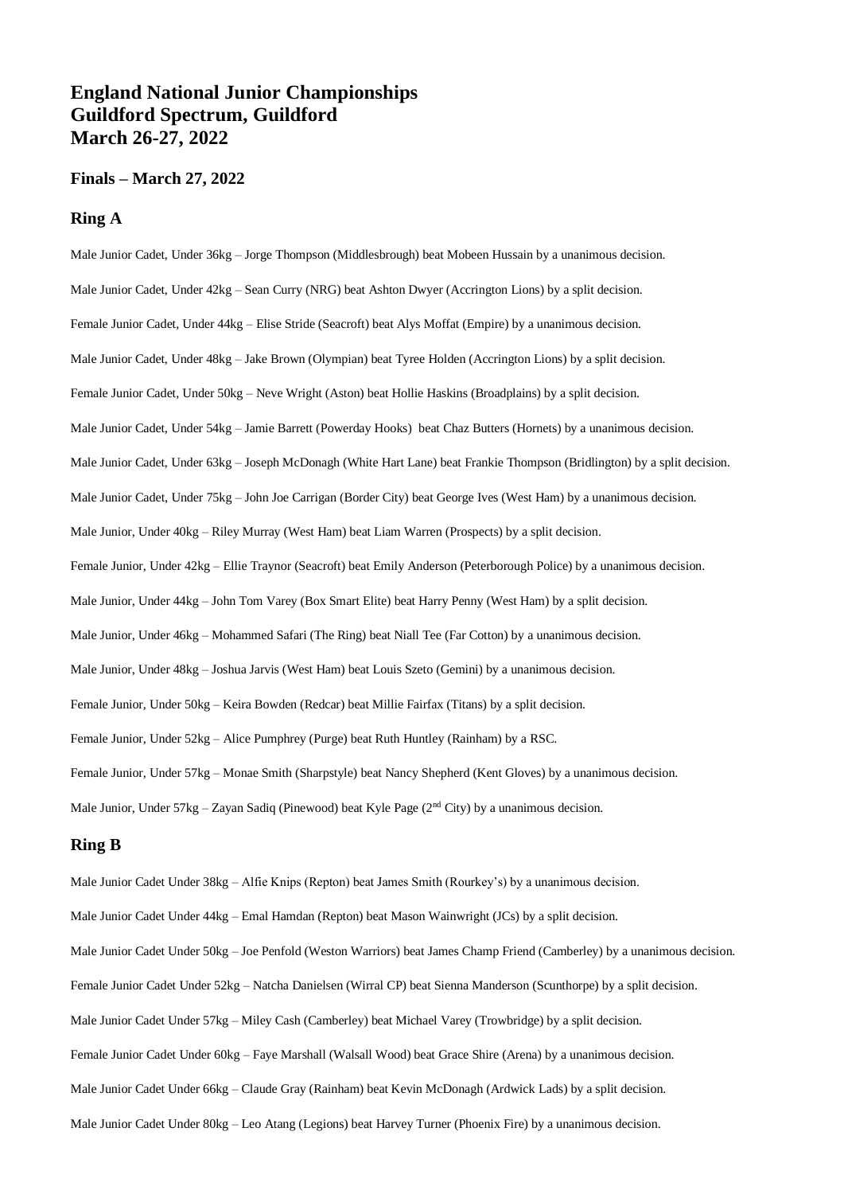# England National Junior Championships
# Guildford Spectrum, Guildford
# March 26-27, 2022

### Finals – March 27, 2022

### Ring A

Male Junior Cadet, Under 36kg – Jorge Thompson (Middlesbrough) beat Mobeen Hussain by a unanimous decision.

Male Junior Cadet, Under 42kg – Sean Curry (NRG) beat Ashton Dwyer (Accrington Lions) by a split decision.

Female Junior Cadet, Under 44kg – Elise Stride (Seacroft) beat Alys Moffat (Empire) by a unanimous decision.

Male Junior Cadet, Under 48kg – Jake Brown (Olympian) beat Tyree Holden (Accrington Lions) by a split decision.

Female Junior Cadet, Under 50kg – Neve Wright (Aston) beat Hollie Haskins (Broadplains) by a split decision.

Male Junior Cadet, Under 54kg – Jamie Barrett (Powerday Hooks) beat Chaz Butters (Hornets) by a unanimous decision.

Male Junior Cadet, Under 63kg – Joseph McDonagh (White Hart Lane) beat Frankie Thompson (Bridlington) by a split decision.

Male Junior Cadet, Under 75kg – John Joe Carrigan (Border City) beat George Ives (West Ham) by a unanimous decision.

Male Junior, Under 40kg – Riley Murray (West Ham) beat Liam Warren (Prospects) by a split decision.

Female Junior, Under 42kg – Ellie Traynor (Seacroft) beat Emily Anderson (Peterborough Police) by a unanimous decision.

Male Junior, Under 44kg – John Tom Varey (Box Smart Elite) beat Harry Penny (West Ham) by a split decision.

Male Junior, Under 46kg – Mohammed Safari (The Ring) beat Niall Tee (Far Cotton) by a unanimous decision.

Male Junior, Under 48kg – Joshua Jarvis (West Ham) beat Louis Szeto (Gemini) by a unanimous decision.

Female Junior, Under 50kg – Keira Bowden (Redcar) beat Millie Fairfax (Titans) by a split decision.

Female Junior, Under 52kg – Alice Pumphrey (Purge) beat Ruth Huntley (Rainham) by a RSC.

Female Junior, Under 57kg – Monae Smith (Sharpstyle) beat Nancy Shepherd (Kent Gloves) by a unanimous decision.

Male Junior, Under 57kg – Zayan Sadiq (Pinewood) beat Kyle Page (2nd City) by a unanimous decision.

### Ring B

Male Junior Cadet Under 38kg – Alfie Knips (Repton) beat James Smith (Rourkey's) by a unanimous decision.

Male Junior Cadet Under 44kg – Emal Hamdan (Repton) beat Mason Wainwright (JCs) by a split decision.

Male Junior Cadet Under 50kg – Joe Penfold (Weston Warriors) beat James Champ Friend (Camberley) by a unanimous decision.

Female Junior Cadet Under 52kg – Natcha Danielsen (Wirral CP) beat Sienna Manderson (Scunthorpe) by a split decision.

Male Junior Cadet Under 57kg – Miley Cash (Camberley) beat Michael Varey (Trowbridge) by a split decision.

Female Junior Cadet Under 60kg – Faye Marshall (Walsall Wood) beat Grace Shire (Arena) by a unanimous decision.

Male Junior Cadet Under 66kg – Claude Gray (Rainham) beat Kevin McDonagh (Ardwick Lads) by a split decision.

Male Junior Cadet Under 80kg – Leo Atang (Legions) beat Harvey Turner (Phoenix Fire) by a unanimous decision.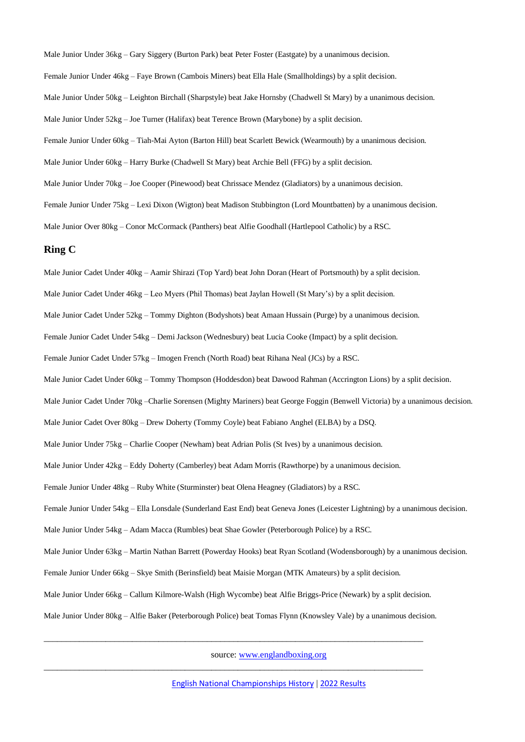Male Junior Under 36kg – Gary Siggery (Burton Park) beat Peter Foster (Eastgate) by a unanimous decision.

Female Junior Under 46kg – Faye Brown (Cambois Miners) beat Ella Hale (Smallholdings) by a split decision.

Male Junior Under 50kg – Leighton Birchall (Sharpstyle) beat Jake Hornsby (Chadwell St Mary) by a unanimous decision.

Male Junior Under 52kg – Joe Turner (Halifax) beat Terence Brown (Marybone) by a split decision.

Female Junior Under 60kg – Tiah-Mai Ayton (Barton Hill) beat Scarlett Bewick (Wearmouth) by a unanimous decision.

Male Junior Under 60kg – Harry Burke (Chadwell St Mary) beat Archie Bell (FFG) by a split decision.

Male Junior Under 70kg – Joe Cooper (Pinewood) beat Chrissace Mendez (Gladiators) by a unanimous decision.

Female Junior Under 75kg – Lexi Dixon (Wigton) beat Madison Stubbington (Lord Mountbatten) by a unanimous decision.

Male Junior Over 80kg – Conor McCormack (Panthers) beat Alfie Goodhall (Hartlepool Catholic) by a RSC.

## Ring C

Male Junior Cadet Under 40kg – Aamir Shirazi (Top Yard) beat John Doran (Heart of Portsmouth) by a split decision.

Male Junior Cadet Under 46kg – Leo Myers (Phil Thomas) beat Jaylan Howell (St Mary's) by a split decision.

Male Junior Cadet Under 52kg – Tommy Dighton (Bodyshots) beat Amaan Hussain (Purge) by a unanimous decision.

Female Junior Cadet Under 54kg – Demi Jackson (Wednesbury) beat Lucia Cooke (Impact) by a split decision.

Female Junior Cadet Under 57kg – Imogen French (North Road) beat Rihana Neal (JCs) by a RSC.

Male Junior Cadet Under 60kg – Tommy Thompson (Hoddesdon) beat Dawood Rahman (Accrington Lions) by a split decision.

Male Junior Cadet Under 70kg –Charlie Sorensen (Mighty Mariners) beat George Foggin (Benwell Victoria) by a unanimous decision.

Male Junior Cadet Over 80kg – Drew Doherty (Tommy Coyle) beat Fabiano Anghel (ELBA) by a DSQ.

Male Junior Under 75kg – Charlie Cooper (Newham) beat Adrian Polis (St Ives) by a unanimous decision.

Male Junior Under 42kg – Eddy Doherty (Camberley) beat Adam Morris (Rawthorpe) by a unanimous decision.

Female Junior Under 48kg – Ruby White (Sturminster) beat Olena Heagney (Gladiators) by a RSC.

Female Junior Under 54kg – Ella Lonsdale (Sunderland East End) beat Geneva Jones (Leicester Lightning) by a unanimous decision.

Male Junior Under 54kg – Adam Macca (Rumbles) beat Shae Gowler (Peterborough Police) by a RSC.

Male Junior Under 63kg – Martin Nathan Barrett (Powerday Hooks) beat Ryan Scotland (Wodensborough) by a unanimous decision.

Female Junior Under 66kg – Skye Smith (Berinsfield) beat Maisie Morgan (MTK Amateurs) by a split decision.

Male Junior Under 66kg – Callum Kilmore-Walsh (High Wycombe) beat Alfie Briggs-Price (Newark) by a split decision.

Male Junior Under 80kg – Alfie Baker (Peterborough Police) beat Tomas Flynn (Knowsley Vale) by a unanimous decision.

---

source: www.englandboxing.org

---

English National Championships History | 2022 Results